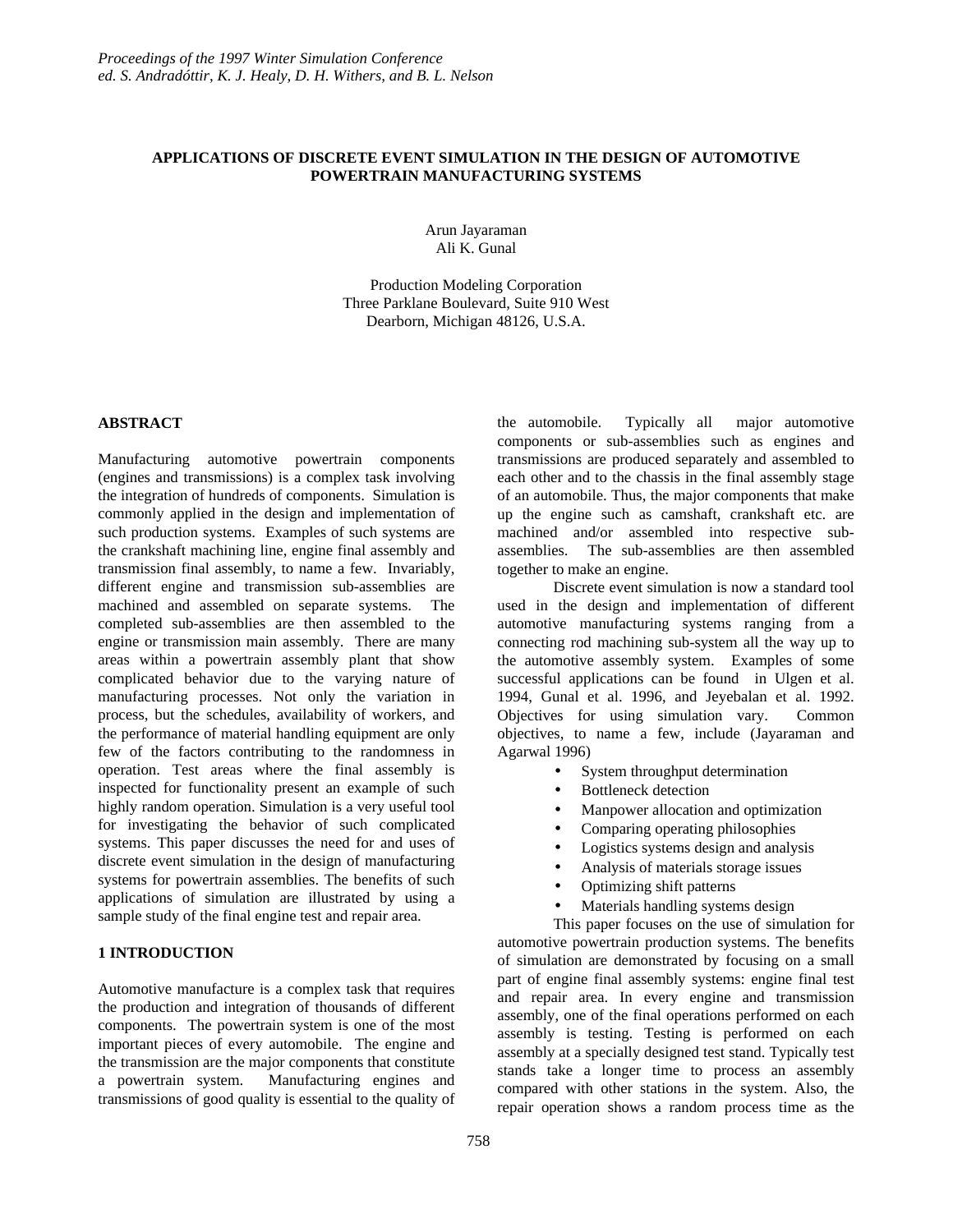*Proceedings of the 1997 Winter Simulation Conference*
*ed. S. Andradóttir, K. J. Healy, D. H. Withers, and B. L. Nelson*

# APPLICATIONS OF DISCRETE EVENT SIMULATION IN THE DESIGN OF AUTOMOTIVE POWERTRAIN MANUFACTURING SYSTEMS

Arun Jayaraman
Ali K. Gunal

Production Modeling Corporation
Three Parklane Boulevard, Suite 910 West
Dearborn, Michigan 48126, U.S.A.

## ABSTRACT

Manufacturing automotive powertrain components (engines and transmissions) is a complex task involving the integration of hundreds of components. Simulation is commonly applied in the design and implementation of such production systems. Examples of such systems are the crankshaft machining line, engine final assembly and transmission final assembly, to name a few. Invariably, different engine and transmission sub-assemblies are machined and assembled on separate systems. The completed sub-assemblies are then assembled to the engine or transmission main assembly. There are many areas within a powertrain assembly plant that show complicated behavior due to the varying nature of manufacturing processes. Not only the variation in process, but the schedules, availability of workers, and the performance of material handling equipment are only few of the factors contributing to the randomness in operation. Test areas where the final assembly is inspected for functionality present an example of such highly random operation. Simulation is a very useful tool for investigating the behavior of such complicated systems. This paper discusses the need for and uses of discrete event simulation in the design of manufacturing systems for powertrain assemblies. The benefits of such applications of simulation are illustrated by using a sample study of the final engine test and repair area.

## 1 INTRODUCTION

Automotive manufacture is a complex task that requires the production and integration of thousands of different components. The powertrain system is one of the most important pieces of every automobile. The engine and the transmission are the major components that constitute a powertrain system. Manufacturing engines and transmissions of good quality is essential to the quality of the automobile. Typically all major automotive components or sub-assemblies such as engines and transmissions are produced separately and assembled to each other and to the chassis in the final assembly stage of an automobile. Thus, the major components that make up the engine such as camshaft, crankshaft etc. are machined and/or assembled into respective sub-assemblies. The sub-assemblies are then assembled together to make an engine.

Discrete event simulation is now a standard tool used in the design and implementation of different automotive manufacturing systems ranging from a connecting rod machining sub-system all the way up to the automotive assembly system. Examples of some successful applications can be found in Ulgen et al. 1994, Gunal et al. 1996, and Jeyebalan et al. 1992. Objectives for using simulation vary. Common objectives, to name a few, include (Jayaraman and Agarwal 1996)

- System throughput determination
- Bottleneck detection
- Manpower allocation and optimization
- Comparing operating philosophies
- Logistics systems design and analysis
- Analysis of materials storage issues
- Optimizing shift patterns
- Materials handling systems design

This paper focuses on the use of simulation for automotive powertrain production systems. The benefits of simulation are demonstrated by focusing on a small part of engine final assembly systems: engine final test and repair area. In every engine and transmission assembly, one of the final operations performed on each assembly is testing. Testing is performed on each assembly at a specially designed test stand. Typically test stands take a longer time to process an assembly compared with other stations in the system. Also, the repair operation shows a random process time as the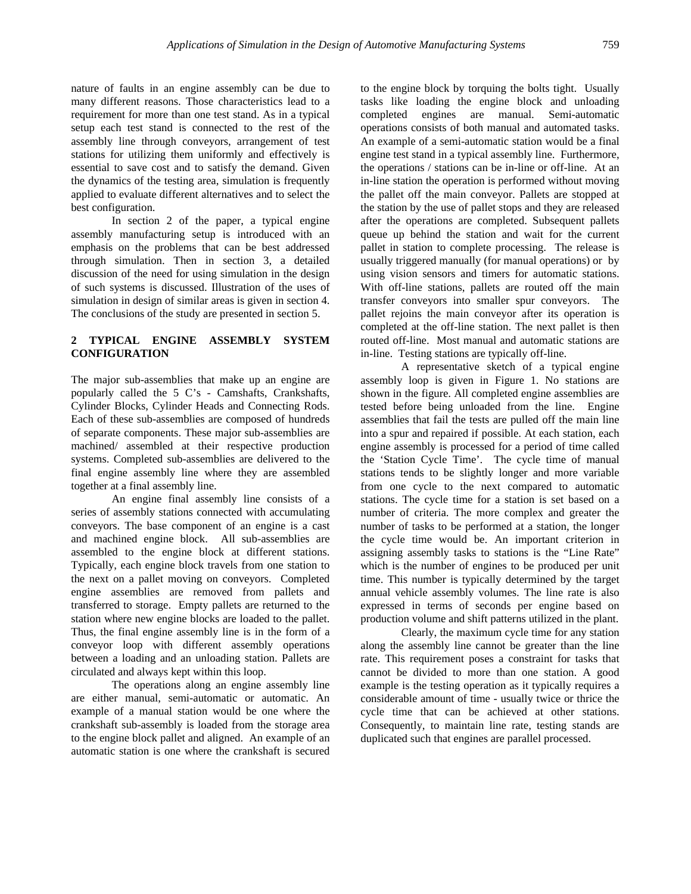nature of faults in an engine assembly can be due to many different reasons. Those characteristics lead to a requirement for more than one test stand. As in a typical setup each test stand is connected to the rest of the assembly line through conveyors, arrangement of test stations for utilizing them uniformly and effectively is essential to save cost and to satisfy the demand. Given the dynamics of the testing area, simulation is frequently applied to evaluate different alternatives and to select the best configuration.

In section 2 of the paper, a typical engine assembly manufacturing setup is introduced with an emphasis on the problems that can be best addressed through simulation. Then in section 3, a detailed discussion of the need for using simulation in the design of such systems is discussed. Illustration of the uses of simulation in design of similar areas is given in section 4. The conclusions of the study are presented in section 5.

## 2 TYPICAL ENGINE ASSEMBLY SYSTEM CONFIGURATION

The major sub-assemblies that make up an engine are popularly called the 5 C's - Camshafts, Crankshafts, Cylinder Blocks, Cylinder Heads and Connecting Rods. Each of these sub-assemblies are composed of hundreds of separate components. These major sub-assemblies are machined/ assembled at their respective production systems. Completed sub-assemblies are delivered to the final engine assembly line where they are assembled together at a final assembly line.

An engine final assembly line consists of a series of assembly stations connected with accumulating conveyors. The base component of an engine is a cast and machined engine block. All sub-assemblies are assembled to the engine block at different stations. Typically, each engine block travels from one station to the next on a pallet moving on conveyors. Completed engine assemblies are removed from pallets and transferred to storage. Empty pallets are returned to the station where new engine blocks are loaded to the pallet. Thus, the final engine assembly line is in the form of a conveyor loop with different assembly operations between a loading and an unloading station. Pallets are circulated and always kept within this loop.

The operations along an engine assembly line are either manual, semi-automatic or automatic. An example of a manual station would be one where the crankshaft sub-assembly is loaded from the storage area to the engine block pallet and aligned. An example of an automatic station is one where the crankshaft is secured to the engine block by torquing the bolts tight. Usually tasks like loading the engine block and unloading completed engines are manual. Semi-automatic operations consists of both manual and automated tasks. An example of a semi-automatic station would be a final engine test stand in a typical assembly line. Furthermore, the operations / stations can be in-line or off-line. At an in-line station the operation is performed without moving the pallet off the main conveyor. Pallets are stopped at the station by the use of pallet stops and they are released after the operations are completed. Subsequent pallets queue up behind the station and wait for the current pallet in station to complete processing. The release is usually triggered manually (for manual operations) or by using vision sensors and timers for automatic stations. With off-line stations, pallets are routed off the main transfer conveyors into smaller spur conveyors. The pallet rejoins the main conveyor after its operation is completed at the off-line station. The next pallet is then routed off-line. Most manual and automatic stations are in-line. Testing stations are typically off-line.

A representative sketch of a typical engine assembly loop is given in Figure 1. No stations are shown in the figure. All completed engine assemblies are tested before being unloaded from the line. Engine assemblies that fail the tests are pulled off the main line into a spur and repaired if possible. At each station, each engine assembly is processed for a period of time called the 'Station Cycle Time'. The cycle time of manual stations tends to be slightly longer and more variable from one cycle to the next compared to automatic stations. The cycle time for a station is set based on a number of criteria. The more complex and greater the number of tasks to be performed at a station, the longer the cycle time would be. An important criterion in assigning assembly tasks to stations is the "Line Rate" which is the number of engines to be produced per unit time. This number is typically determined by the target annual vehicle assembly volumes. The line rate is also expressed in terms of seconds per engine based on production volume and shift patterns utilized in the plant.

Clearly, the maximum cycle time for any station along the assembly line cannot be greater than the line rate. This requirement poses a constraint for tasks that cannot be divided to more than one station. A good example is the testing operation as it typically requires a considerable amount of time - usually twice or thrice the cycle time that can be achieved at other stations. Consequently, to maintain line rate, testing stands are duplicated such that engines are parallel processed.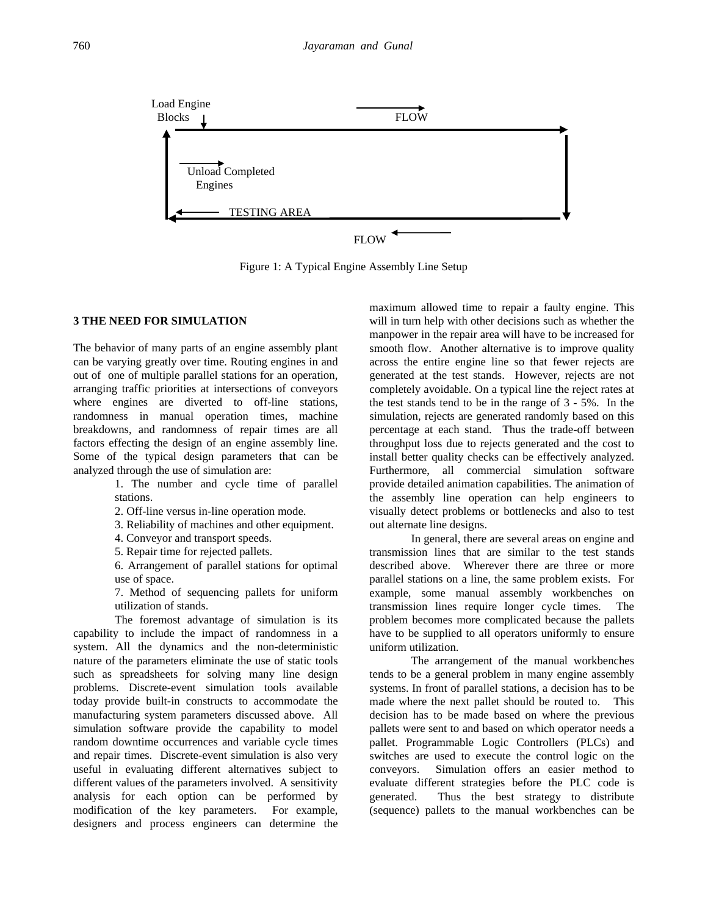Load Engine Blocks

FLOW

Unload Completed Engines

TESTING AREA

FLOW

Figure 1: A Typical Engine Assembly Line Setup

## 3 THE NEED FOR SIMULATION

The behavior of many parts of an engine assembly plant can be varying greatly over time. Routing engines in and out of one of multiple parallel stations for an operation, arranging traffic priorities at intersections of conveyors where engines are diverted to off-line stations, randomness in manual operation times, machine breakdowns, and randomness of repair times are all factors effecting the design of an engine assembly line. Some of the typical design parameters that can be analyzed through the use of simulation are:

1. The number and cycle time of parallel stations.
2. Off-line versus in-line operation mode.
3. Reliability of machines and other equipment.
4. Conveyor and transport speeds.
5. Repair time for rejected pallets.
6. Arrangement of parallel stations for optimal use of space.
7. Method of sequencing pallets for uniform utilization of stands.

The foremost advantage of simulation is its capability to include the impact of randomness in a system. All the dynamics and the non-deterministic nature of the parameters eliminate the use of static tools such as spreadsheets for solving many line design problems. Discrete-event simulation tools available today provide built-in constructs to accommodate the manufacturing system parameters discussed above. All simulation software provide the capability to model random downtime occurrences and variable cycle times and repair times. Discrete-event simulation is also very useful in evaluating different alternatives subject to different values of the parameters involved. A sensitivity analysis for each option can be performed by modification of the key parameters. For example, designers and process engineers can determine the maximum allowed time to repair a faulty engine. This will in turn help with other decisions such as whether the manpower in the repair area will have to be increased for smooth flow. Another alternative is to improve quality across the entire engine line so that fewer rejects are generated at the test stands. However, rejects are not completely avoidable. On a typical line the reject rates at the test stands tend to be in the range of 3 - 5%. In the simulation, rejects are generated randomly based on this percentage at each stand. Thus the trade-off between throughput loss due to rejects generated and the cost to install better quality checks can be effectively analyzed. Furthermore, all commercial simulation software provide detailed animation capabilities. The animation of the assembly line operation can help engineers to visually detect problems or bottlenecks and also to test out alternate line designs.

In general, there are several areas on engine and transmission lines that are similar to the test stands described above. Wherever there are three or more parallel stations on a line, the same problem exists. For example, some manual assembly workbenches on transmission lines require longer cycle times. The problem becomes more complicated because the pallets have to be supplied to all operators uniformly to ensure uniform utilization.

The arrangement of the manual workbenches tends to be a general problem in many engine assembly systems. In front of parallel stations, a decision has to be made where the next pallet should be routed to. This decision has to be made based on where the previous pallets were sent to and based on which operator needs a pallet. Programmable Logic Controllers (PLCs) and switches are used to execute the control logic on the conveyors. Simulation offers an easier method to evaluate different strategies before the PLC code is generated. Thus the best strategy to distribute (sequence) pallets to the manual workbenches can be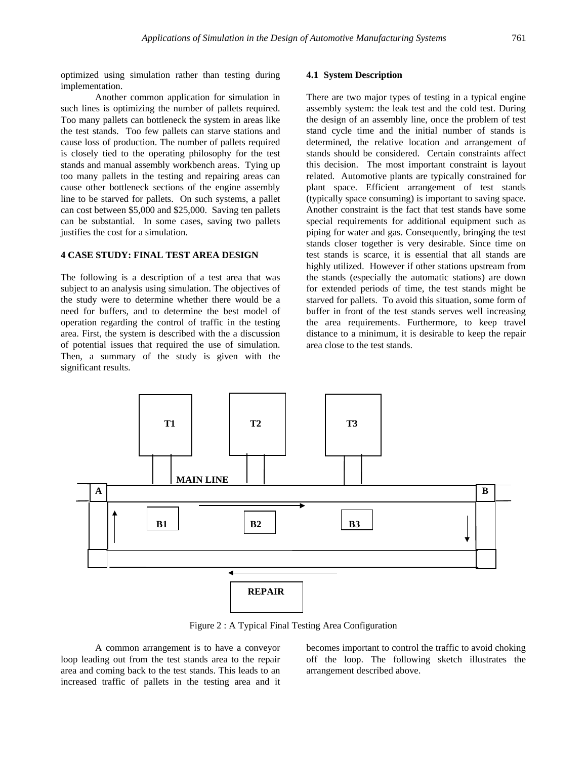optimized using simulation rather than testing during implementation.

Another common application for simulation in such lines is optimizing the number of pallets required. Too many pallets can bottleneck the system in areas like the test stands. Too few pallets can starve stations and cause loss of production. The number of pallets required is closely tied to the operating philosophy for the test stands and manual assembly workbench areas. Tying up too many pallets in the testing and repairing areas can cause other bottleneck sections of the engine assembly line to be starved for pallets. On such systems, a pallet can cost between $5,000 and $25,000. Saving ten pallets can be substantial. In some cases, saving two pallets justifies the cost for a simulation.

## 4 CASE STUDY: FINAL TEST AREA DESIGN

The following is a description of a test area that was subject to an analysis using simulation. The objectives of the study were to determine whether there would be a need for buffers, and to determine the best model of operation regarding the control of traffic in the testing area. First, the system is described with the a discussion of potential issues that required the use of simulation. Then, a summary of the study is given with the significant results.

### 4.1 System Description

There are two major types of testing in a typical engine assembly system: the leak test and the cold test. During the design of an assembly line, once the problem of test stand cycle time and the initial number of stands is determined, the relative location and arrangement of stands should be considered. Certain constraints affect this decision. The most important constraint is layout related. Automotive plants are typically constrained for plant space. Efficient arrangement of test stands (typically space consuming) is important to saving space. Another constraint is the fact that test stands have some special requirements for additional equipment such as piping for water and gas. Consequently, bringing the test stands closer together is very desirable. Since time on test stands is scarce, it is essential that all stands are highly utilized. However if other stations upstream from the stands (especially the automatic stations) are down for extended periods of time, the test stands might be starved for pallets. To avoid this situation, some form of buffer in front of the test stands serves well increasing the area requirements. Furthermore, to keep travel distance to a minimum, it is desirable to keep the repair area close to the test stands.

T1 T2 T3

MAIN LINE

A B

B1 B2 B3

REPAIR

Figure 2 : A Typical Final Testing Area Configuration

A common arrangement is to have a conveyor loop leading out from the test stands area to the repair area and coming back to the test stands. This leads to an increased traffic of pallets in the testing area and it becomes important to control the traffic to avoid choking off the loop. The following sketch illustrates the arrangement described above.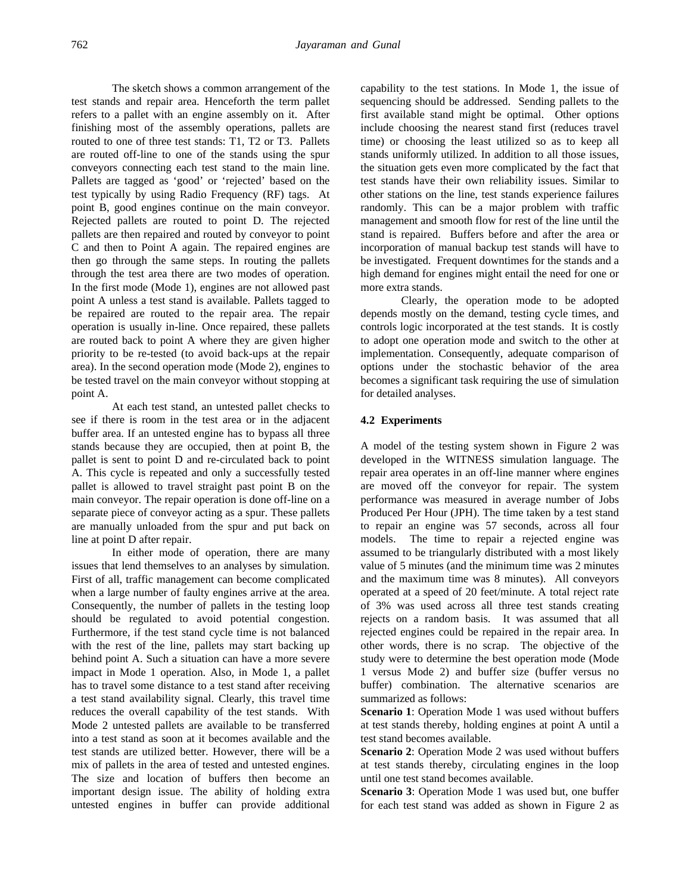The sketch shows a common arrangement of the test stands and repair area. Henceforth the term pallet refers to a pallet with an engine assembly on it. After finishing most of the assembly operations, pallets are routed to one of three test stands: T1, T2 or T3. Pallets are routed off-line to one of the stands using the spur conveyors connecting each test stand to the main line. Pallets are tagged as 'good' or 'rejected' based on the test typically by using Radio Frequency (RF) tags. At point B, good engines continue on the main conveyor. Rejected pallets are routed to point D. The rejected pallets are then repaired and routed by conveyor to point C and then to Point A again. The repaired engines are then go through the same steps. In routing the pallets through the test area there are two modes of operation. In the first mode (Mode 1), engines are not allowed past point A unless a test stand is available. Pallets tagged to be repaired are routed to the repair area. The repair operation is usually in-line. Once repaired, these pallets are routed back to point A where they are given higher priority to be re-tested (to avoid back-ups at the repair area). In the second operation mode (Mode 2), engines to be tested travel on the main conveyor without stopping at point A.

At each test stand, an untested pallet checks to see if there is room in the test area or in the adjacent buffer area. If an untested engine has to bypass all three stands because they are occupied, then at point B, the pallet is sent to point D and re-circulated back to point A. This cycle is repeated and only a successfully tested pallet is allowed to travel straight past point B on the main conveyor. The repair operation is done off-line on a separate piece of conveyor acting as a spur. These pallets are manually unloaded from the spur and put back on line at point D after repair.

In either mode of operation, there are many issues that lend themselves to an analyses by simulation. First of all, traffic management can become complicated when a large number of faulty engines arrive at the area. Consequently, the number of pallets in the testing loop should be regulated to avoid potential congestion. Furthermore, if the test stand cycle time is not balanced with the rest of the line, pallets may start backing up behind point A. Such a situation can have a more severe impact in Mode 1 operation. Also, in Mode 1, a pallet has to travel some distance to a test stand after receiving a test stand availability signal. Clearly, this travel time reduces the overall capability of the test stands. With Mode 2 untested pallets are available to be transferred into a test stand as soon as it becomes available and the test stands are utilized better. However, there will be a mix of pallets in the area of tested and untested engines. The size and location of buffers then become an important design issue. The ability of holding extra untested engines in buffer can provide additional capability to the test stations. In Mode 1, the issue of sequencing should be addressed. Sending pallets to the first available stand might be optimal. Other options include choosing the nearest stand first (reduces travel time) or choosing the least utilized so as to keep all stands uniformly utilized. In addition to all those issues, the situation gets even more complicated by the fact that test stands have their own reliability issues. Similar to other stations on the line, test stands experience failures randomly. This can be a major problem with traffic management and smooth flow for rest of the line until the stand is repaired. Buffers before and after the area or incorporation of manual backup test stands will have to be investigated. Frequent downtimes for the stands and a high demand for engines might entail the need for one or more extra stands.

Clearly, the operation mode to be adopted depends mostly on the demand, testing cycle times, and controls logic incorporated at the test stands. It is costly to adopt one operation mode and switch to the other at implementation. Consequently, adequate comparison of options under the stochastic behavior of the area becomes a significant task requiring the use of simulation for detailed analyses.

### 4.2 Experiments

A model of the testing system shown in Figure 2 was developed in the WITNESS simulation language. The repair area operates in an off-line manner where engines are moved off the conveyor for repair. The system performance was measured in average number of Jobs Produced Per Hour (JPH). The time taken by a test stand to repair an engine was 57 seconds, across all four models. The time to repair a rejected engine was assumed to be triangularly distributed with a most likely value of 5 minutes (and the minimum time was 2 minutes and the maximum time was 8 minutes). All conveyors operated at a speed of 20 feet/minute. A total reject rate of 3% was used across all three test stands creating rejects on a random basis. It was assumed that all rejected engines could be repaired in the repair area. In other words, there is no scrap. The objective of the study were to determine the best operation mode (Mode 1 versus Mode 2) and buffer size (buffer versus no buffer) combination. The alternative scenarios are summarized as follows:

**Scenario 1**: Operation Mode 1 was used without buffers at test stands thereby, holding engines at point A until a test stand becomes available.

**Scenario 2**: Operation Mode 2 was used without buffers at test stands thereby, circulating engines in the loop until one test stand becomes available.

**Scenario 3**: Operation Mode 1 was used but, one buffer for each test stand was added as shown in Figure 2 as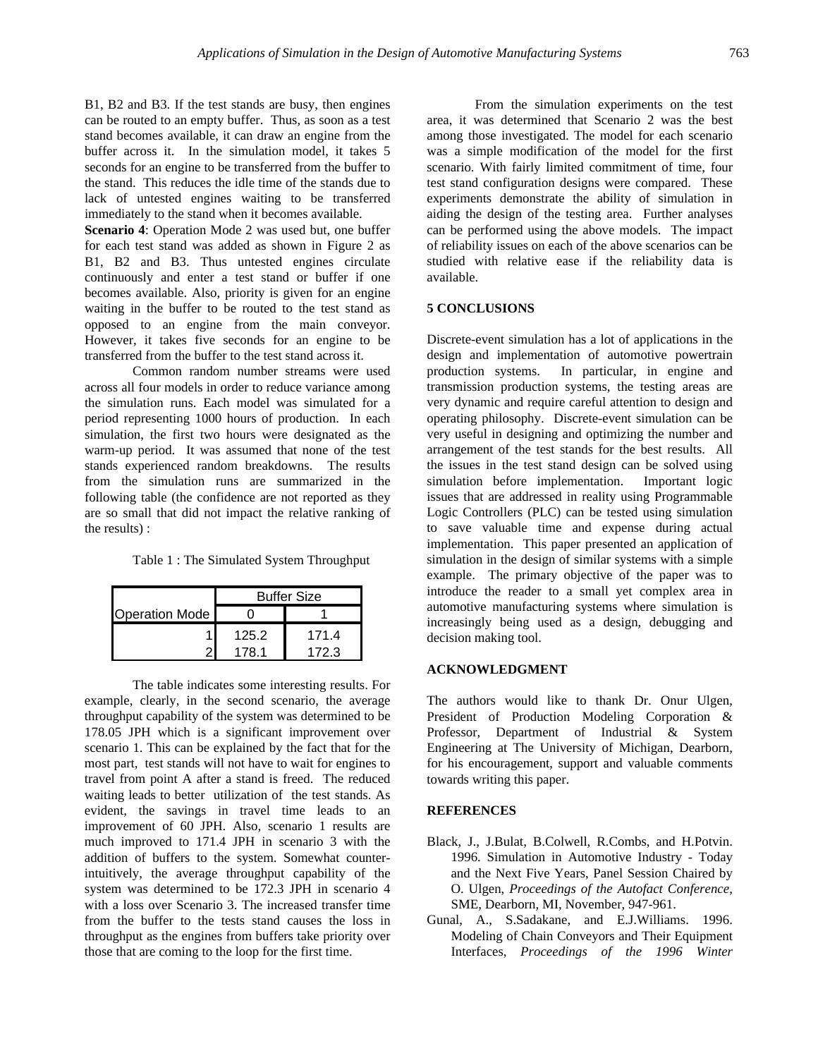B1, B2 and B3. If the test stands are busy, then engines can be routed to an empty buffer. Thus, as soon as a test stand becomes available, it can draw an engine from the buffer across it. In the simulation model, it takes 5 seconds for an engine to be transferred from the buffer to the stand. This reduces the idle time of the stands due to lack of untested engines waiting to be transferred immediately to the stand when it becomes available.

**Scenario 4**: Operation Mode 2 was used but, one buffer for each test stand was added as shown in Figure 2 as B1, B2 and B3. Thus untested engines circulate continuously and enter a test stand or buffer if one becomes available. Also, priority is given for an engine waiting in the buffer to be routed to the test stand as opposed to an engine from the main conveyor. However, it takes five seconds for an engine to be transferred from the buffer to the test stand across it.

Common random number streams were used across all four models in order to reduce variance among the simulation runs. Each model was simulated for a period representing 1000 hours of production. In each simulation, the first two hours were designated as the warm-up period. It was assumed that none of the test stands experienced random breakdowns. The results from the simulation runs are summarized in the following table (the confidence are not reported as they are so small that did not impact the relative ranking of the results) :

Table 1 : The Simulated System Throughput

| | Buffer Size | |
|---|---|---|
| Operation Mode | 0 | 1 |
| 1 | 125.2 | 171.4 |
| 2 | 178.1 | 172.3 |

The table indicates some interesting results. For example, clearly, in the second scenario, the average throughput capability of the system was determined to be 178.05 JPH which is a significant improvement over scenario 1. This can be explained by the fact that for the most part, test stands will not have to wait for engines to travel from point A after a stand is freed. The reduced waiting leads to better utilization of the test stands. As evident, the savings in travel time leads to an improvement of 60 JPH. Also, scenario 1 results are much improved to 171.4 JPH in scenario 3 with the addition of buffers to the system. Somewhat counter-intuitively, the average throughput capability of the system was determined to be 172.3 JPH in scenario 4 with a loss over Scenario 3. The increased transfer time from the buffer to the tests stand causes the loss in throughput as the engines from buffers take priority over those that are coming to the loop for the first time.

From the simulation experiments on the test area, it was determined that Scenario 2 was the best among those investigated. The model for each scenario was a simple modification of the model for the first scenario. With fairly limited commitment of time, four test stand configuration designs were compared. These experiments demonstrate the ability of simulation in aiding the design of the testing area. Further analyses can be performed using the above models. The impact of reliability issues on each of the above scenarios can be studied with relative ease if the reliability data is available.

## 5 CONCLUSIONS

Discrete-event simulation has a lot of applications in the design and implementation of automotive powertrain production systems. In particular, in engine and transmission production systems, the testing areas are very dynamic and require careful attention to design and operating philosophy. Discrete-event simulation can be very useful in designing and optimizing the number and arrangement of the test stands for the best results. All the issues in the test stand design can be solved using simulation before implementation. Important logic issues that are addressed in reality using Programmable Logic Controllers (PLC) can be tested using simulation to save valuable time and expense during actual implementation. This paper presented an application of simulation in the design of similar systems with a simple example. The primary objective of the paper was to introduce the reader to a small yet complex area in automotive manufacturing systems where simulation is increasingly being used as a design, debugging and decision making tool.

## ACKNOWLEDGMENT

The authors would like to thank Dr. Onur Ulgen, President of Production Modeling Corporation & Professor, Department of Industrial & System Engineering at The University of Michigan, Dearborn, for his encouragement, support and valuable comments towards writing this paper.

## REFERENCES

Black, J., J.Bulat, B.Colwell, R.Combs, and H.Potvin. 1996. Simulation in Automotive Industry - Today and the Next Five Years, Panel Session Chaired by O. Ulgen, *Proceedings of the Autofact Conference*, SME, Dearborn, MI, November, 947-961.

Gunal, A., S.Sadakane, and E.J.Williams. 1996. Modeling of Chain Conveyors and Their Equipment Interfaces, *Proceedings of the 1996 Winter*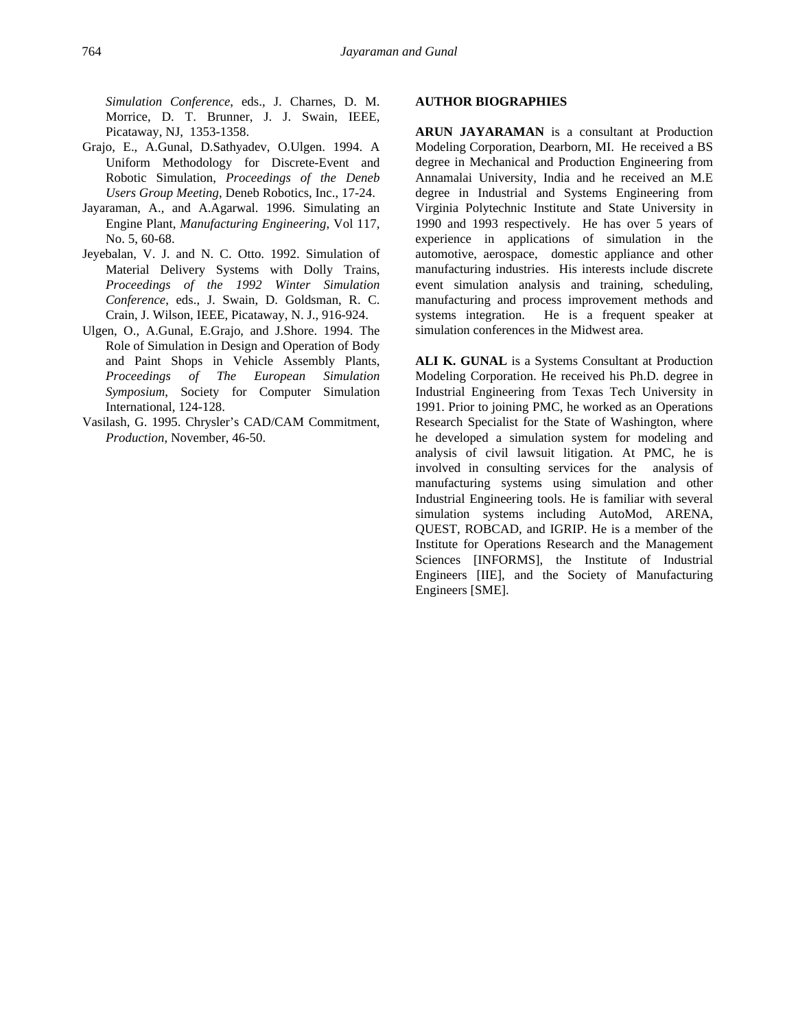*Simulation Conference*, eds., J. Charnes, D. M. Morrice, D. T. Brunner, J. J. Swain, IEEE, Picataway, NJ, 1353-1358.

Grajo, E., A.Gunal, D.Sathyadev, O.Ulgen. 1994. A Uniform Methodology for Discrete-Event and Robotic Simulation, *Proceedings of the Deneb Users Group Meeting*, Deneb Robotics, Inc., 17-24.

Jayaraman, A., and A.Agarwal. 1996. Simulating an Engine Plant, *Manufacturing Engineering*, Vol 117, No. 5, 60-68.

Jeyebalan, V. J. and N. C. Otto. 1992. Simulation of Material Delivery Systems with Dolly Trains, *Proceedings of the 1992 Winter Simulation Conference*, eds., J. Swain, D. Goldsman, R. C. Crain, J. Wilson, IEEE, Picataway, N. J., 916-924.

Ulgen, O., A.Gunal, E.Grajo, and J.Shore. 1994. The Role of Simulation in Design and Operation of Body and Paint Shops in Vehicle Assembly Plants, *Proceedings of The European Simulation Symposium*, Society for Computer Simulation International, 124-128.

Vasilash, G. 1995. Chrysler's CAD/CAM Commitment, *Production*, November, 46-50.

## AUTHOR BIOGRAPHIES

**ARUN JAYARAMAN** is a consultant at Production Modeling Corporation, Dearborn, MI. He received a BS degree in Mechanical and Production Engineering from Annamalai University, India and he received an M.E degree in Industrial and Systems Engineering from Virginia Polytechnic Institute and State University in 1990 and 1993 respectively. He has over 5 years of experience in applications of simulation in the automotive, aerospace, domestic appliance and other manufacturing industries. His interests include discrete event simulation analysis and training, scheduling, manufacturing and process improvement methods and systems integration. He is a frequent speaker at simulation conferences in the Midwest area.

**ALI K. GUNAL** is a Systems Consultant at Production Modeling Corporation. He received his Ph.D. degree in Industrial Engineering from Texas Tech University in 1991. Prior to joining PMC, he worked as an Operations Research Specialist for the State of Washington, where he developed a simulation system for modeling and analysis of civil lawsuit litigation. At PMC, he is involved in consulting services for the analysis of manufacturing systems using simulation and other Industrial Engineering tools. He is familiar with several simulation systems including AutoMod, ARENA, QUEST, ROBCAD, and IGRIP. He is a member of the Institute for Operations Research and the Management Sciences [INFORMS], the Institute of Industrial Engineers [IIE], and the Society of Manufacturing Engineers [SME].